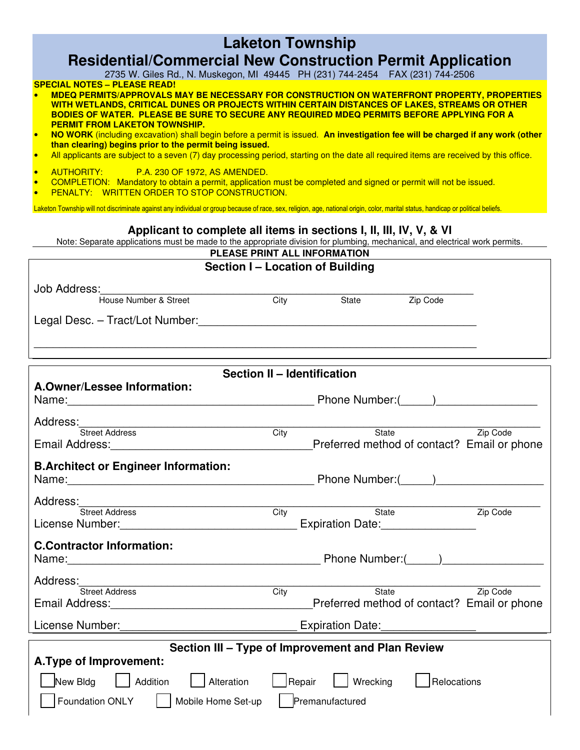# Laketon Township

## Residential/Commercial New Construction Permit Application

2735 W. Giles Rd., N. Muskegon, MI 49445 PH (231) 744-2454 FAX (231) 744-2506

**SPECIAL NOTES – PLEASE READ!**

- **MDEQ PERMITS/APPROVALS MAY BE NECESSARY FOR CONSTRUCTION ON WATERFRONT PROPERTY, PROPERTIES WITH WETLANDS, CRITICAL DUNES OR PROJECTS WITHIN CERTAIN DISTANCES OF LAKES, STREAMS OR OTHER BODIES OF WATER. PLEASE BE SURE TO SECURE ANY REQUIRED MDEQ PERMITS BEFORE APPLYING FOR A PERMIT FROM LAKETON TOWNSHIP.**
- **NO WORK** (including excavation) shall begin before a permit is issued. **An investigation fee will be charged if any work (other than clearing) begins prior to the permit being issued.**
- All applicants are subject to a seven (7) day processing period, starting on the date all required items are received by this office.
- AUTHORITY: P.A. 230 OF 1972, AS AMENDED.
- COMPLETION: Mandatory to obtain a permit, application must be completed and signed or permit will not be issued.
- PENALTY: WRITTEN ORDER TO STOP CONSTRUCTION.

Laketon Township will not discriminate against any individual or group because of race, sex, religion, age, national origin, color, marital status, handicap or political beliefs.

### Applicant to complete all items in sections I, II, III, IV, V, & VI

Note: Separate applications must be made to the appropriate division for plumbing, mechanical, and electrical work permits.

**PLEASE PRINT ALL INFORMATION**

### Section I – Location of Building

Job Address:\_\_\_\_\_\_\_\_\_\_\_\_\_\_\_\_\_\_\_\_\_\_\_\_\_\_\_\_\_\_\_\_\_\_\_\_\_\_\_\_\_\_\_\_\_\_\_\_
House Number & Street  City  State  Zip Code

Legal Desc. – Tract/Lot Number:\_\_\_\_\_\_\_\_\_\_\_\_\_\_\_\_\_\_\_\_\_\_\_\_\_\_\_\_\_\_\_\_\_\_\_\_

\_\_\_\_\_\_\_\_\_\_\_\_\_\_\_\_\_\_\_\_\_\_\_\_\_\_\_\_\_\_\_\_\_\_\_\_\_\_\_\_\_\_\_\_\_\_\_\_\_\_\_\_\_\_\_\_\_\_\_\_\_\_\_\_

### Section II – Identification

**A.Owner/Lessee Information:**

Name:\_\_\_\_\_\_\_\_\_\_\_\_\_\_\_\_\_\_\_\_\_\_\_\_\_\_\_\_\_\_\_\_\_\_ Phone Number:(\_\_\_\_\_)\_\_\_\_\_\_\_\_\_\_\_\_\_\_\_

Address:\_\_\_\_\_\_\_\_\_\_\_\_\_\_\_\_\_\_\_\_\_\_\_\_\_\_\_\_\_\_\_\_\_\_\_\_\_\_\_\_\_\_\_\_\_\_\_\_\_\_\_\_\_\_\_\_\_\_\_\_
Street Address  City  State  Zip Code

Email Address:\_\_\_\_\_\_\_\_\_\_\_\_\_\_\_\_\_\_\_\_\_\_\_\_\_\_\_\_\_\_Preferred method of contact? Email or phone

**B.Architect or Engineer Information:**

Name:\_\_\_\_\_\_\_\_\_\_\_\_\_\_\_\_\_\_\_\_\_\_\_\_\_\_\_\_\_\_\_\_\_\_ Phone Number:(\_\_\_\_\_)\_\_\_\_\_\_\_\_\_\_\_\_\_\_\_

Address:\_\_\_\_\_\_\_\_\_\_\_\_\_\_\_\_\_\_\_\_\_\_\_\_\_\_\_\_\_\_\_\_\_\_\_\_\_\_\_\_\_\_\_\_\_\_\_\_\_\_\_\_\_\_\_\_\_\_\_\_
Street Address  City  State  Zip Code

License Number:\_\_\_\_\_\_\_\_\_\_\_\_\_\_\_\_\_\_\_\_\_\_\_\_\_\_ Expiration Date:\_\_\_\_\_\_\_\_\_\_\_\_\_\_

**C.Contractor Information:**

Name:\_\_\_\_\_\_\_\_\_\_\_\_\_\_\_\_\_\_\_\_\_\_\_\_\_\_\_\_\_\_\_\_\_\_ Phone Number:(\_\_\_\_\_)\_\_\_\_\_\_\_\_\_\_\_\_\_\_\_

Address:\_\_\_\_\_\_\_\_\_\_\_\_\_\_\_\_\_\_\_\_\_\_\_\_\_\_\_\_\_\_\_\_\_\_\_\_\_\_\_\_\_\_\_\_\_\_\_\_\_\_\_\_\_\_\_\_\_\_\_\_
Street Address  City  State  Zip Code

Email Address:\_\_\_\_\_\_\_\_\_\_\_\_\_\_\_\_\_\_\_\_\_\_\_\_\_\_\_\_\_\_Preferred method of contact? Email or phone

License Number:\_\_\_\_\_\_\_\_\_\_\_\_\_\_\_\_\_\_\_\_\_\_\_\_\_\_ Expiration Date:\_\_\_\_\_\_\_\_\_\_\_\_\_\_

### Section III – Type of Improvement and Plan Review

**A.Type of Improvement:**

☐ New Bldg ☐ Addition ☐ Alteration ☐ Repair ☐ Wrecking ☐ Relocations

☐ Foundation ONLY ☐ Mobile Home Set-up ☐ Premanufactured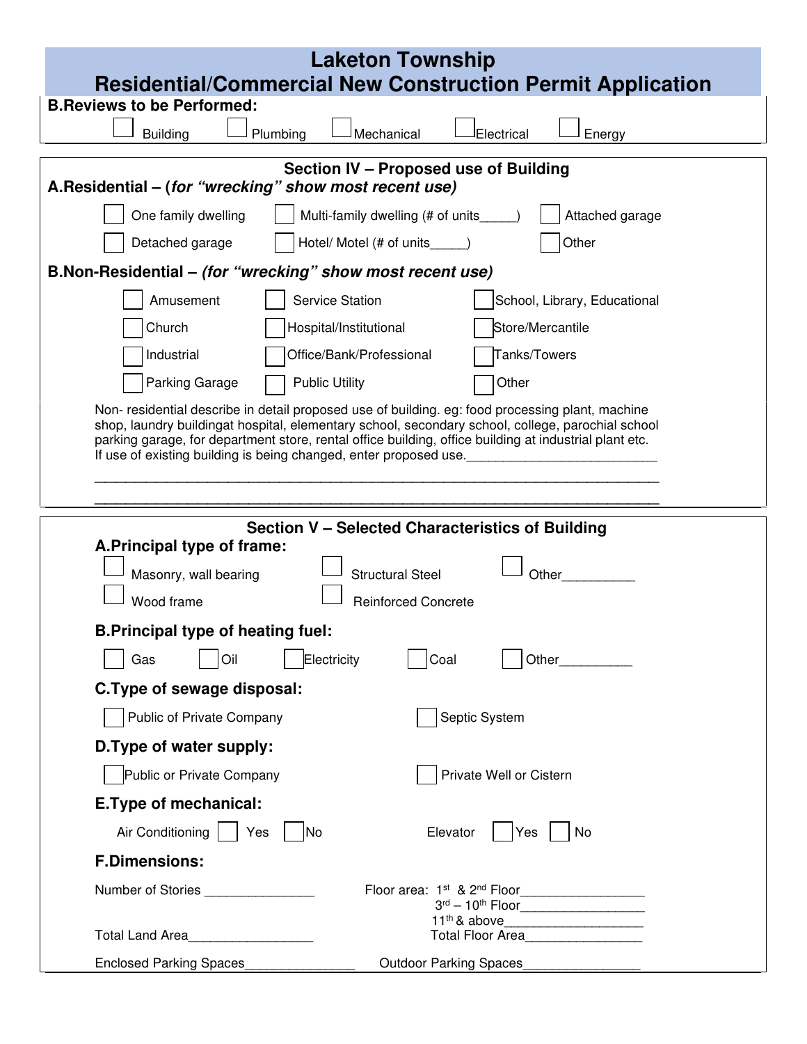# Laketon Township
# Residential/Commercial New Construction Permit Application

**B. Reviews to be Performed:**

☐ Building ☐ Plumbing ☐ Mechanical ☐ Electrical ☐ Energy

## Section IV – Proposed use of Building

**A. Residential – (*for "wrecking" show most recent use)***

☐ One family dwelling ☐ Multi-family dwelling (# of units_____) ☐ Attached garage

☐ Detached garage ☐ Hotel/ Motel (# of units_____) ☐ Other

**B. Non-Residential – *(for "wrecking" show most recent use)***

☐ Amusement ☐ Service Station ☐ School, Library, Educational

☐ Church ☐ Hospital/Institutional ☐ Store/Mercantile

☐ Industrial ☐ Office/Bank/Professional ☐ Tanks/Towers

☐ Parking Garage ☐ Public Utility ☐ Other

Non- residential describe in detail proposed use of building. eg: food processing plant, machine shop, laundry buildingat hospital, elementary school, secondary school, college, parochial school parking garage, for department store, rental office building, office building at industrial plant etc. If use of existing building is being changed, enter proposed use.__________________________

______________________________________________________________________

______________________________________________________________________

## Section V – Selected Characteristics of Building

**A. Principal type of frame:**

☐ Masonry, wall bearing ☐ Structural Steel ☐ Other__________

☐ Wood frame ☐ Reinforced Concrete

**B. Principal type of heating fuel:**

☐ Gas ☐ Oil ☐ Electricity ☐ Coal ☐ Other__________

**C. Type of sewage disposal:**

☐ Public of Private Company ☐ Septic System

**D. Type of water supply:**

☐ Public or Private Company ☐ Private Well or Cistern

**E. Type of mechanical:**

Air Conditioning ☐ Yes ☐ No Elevator ☐ Yes ☐ No

**F. Dimensions:**

Number of Stories _______________

Floor area: 1st & 2nd Floor_________________

3rd – 10th Floor_________________

11th & above___________________

Total Land Area_________________

Total Floor Area________________

Enclosed Parking Spaces_______________ Outdoor Parking Spaces________________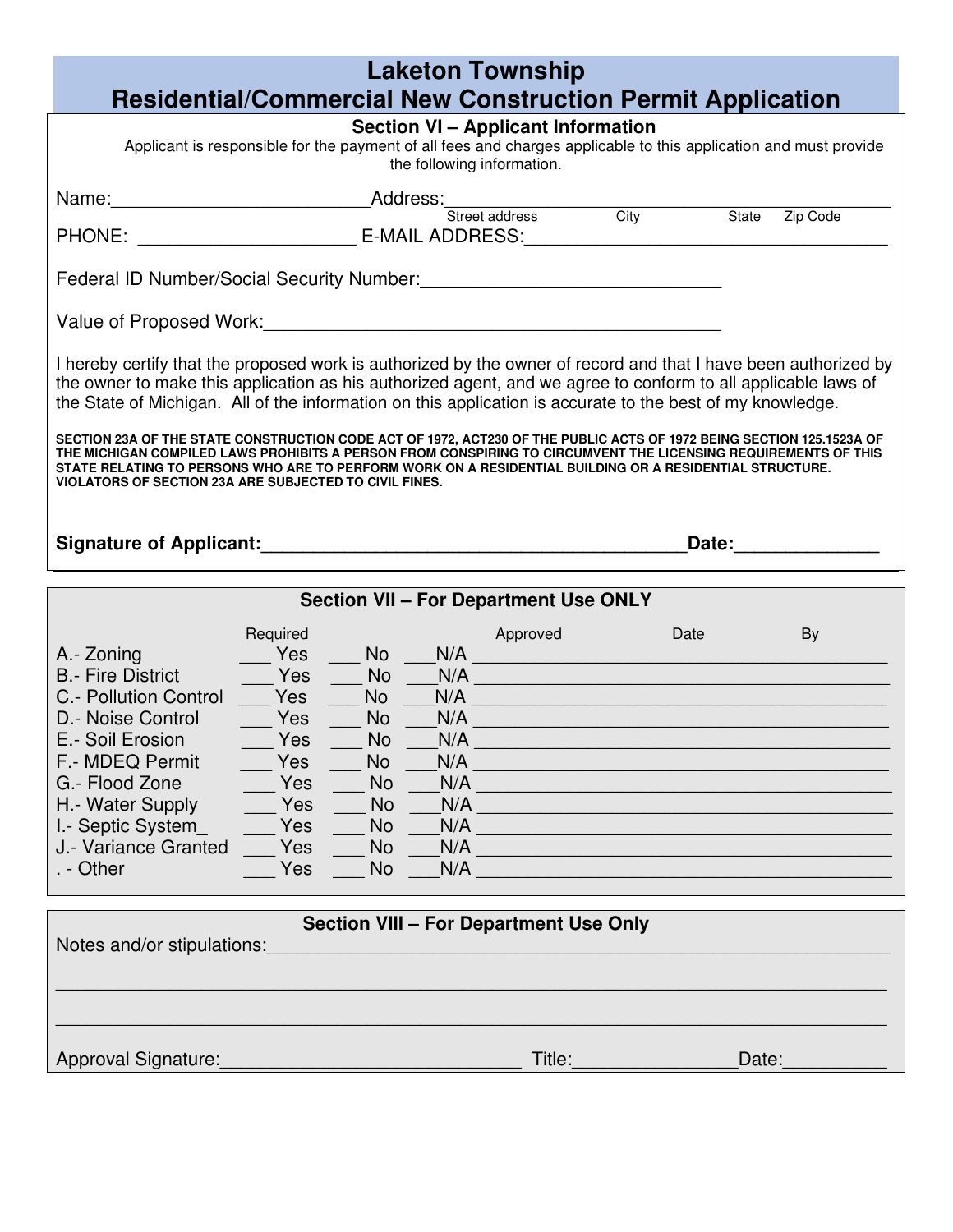# Laketon Township
# Residential/Commercial New Construction Permit Application

## Section VI – Applicant Information

Applicant is responsible for the payment of all fees and charges applicable to this application and must provide the following information.

Name:_________________________Address:_________________________________________
Street address City State Zip Code

PHONE: _____________________ E-MAIL ADDRESS:____________________________________

Federal ID Number/Social Security Number:______________________________

Value of Proposed Work:______________________________________________

I hereby certify that the proposed work is authorized by the owner of record and that I have been authorized by the owner to make this application as his authorized agent, and we agree to conform to all applicable laws of the State of Michigan. All of the information on this application is accurate to the best of my knowledge.

**SECTION 23A OF THE STATE CONSTRUCTION CODE ACT OF 1972, ACT230 OF THE PUBLIC ACTS OF 1972 BEING SECTION 125.1523A OF THE MICHIGAN COMPILED LAWS PROHIBITS A PERSON FROM CONSPIRING TO CIRCUMVENT THE LICENSING REQUIREMENTS OF THIS STATE RELATING TO PERSONS WHO ARE TO PERFORM WORK ON A RESIDENTIAL BUILDING OR A RESIDENTIAL STRUCTURE. VIOLATORS OF SECTION 23A ARE SUBJECTED TO CIVIL FINES.**

**Signature of Applicant:_________________________________________Date:______________**

## Section VII – For Department Use ONLY

| | Required | | | Approved | Date | By |
|---|---|---|---|---|---|---|
| A.- Zoning | ___ Yes | ___ No | ___N/A | | | |
| B.- Fire District | ___ Yes | ___ No | ___N/A | | | |
| C.- Pollution Control | ___ Yes | ___ No | ___N/A | | | |
| D.- Noise Control | ___ Yes | ___ No | ___N/A | | | |
| E.- Soil Erosion | ___ Yes | ___ No | ___N/A | | | |
| F.- MDEQ Permit | ___ Yes | ___ No | ___N/A | | | |
| G.- Flood Zone | ___ Yes | ___ No | ___N/A | | | |
| H.- Water Supply | ___ Yes | ___ No | ___N/A | | | |
| I.- Septic System_ | ___ Yes | ___ No | ___N/A | | | |
| J.- Variance Granted | ___ Yes | ___ No | ___N/A | | | |
| . - Other | ___ Yes | ___ No | ___N/A | | | |

## Section VIII – For Department Use Only

Notes and/or stipulations:____________________________________________________________

______________________________________________________________________________

______________________________________________________________________________

Approval Signature:_____________________________ Title:_______________Date:__________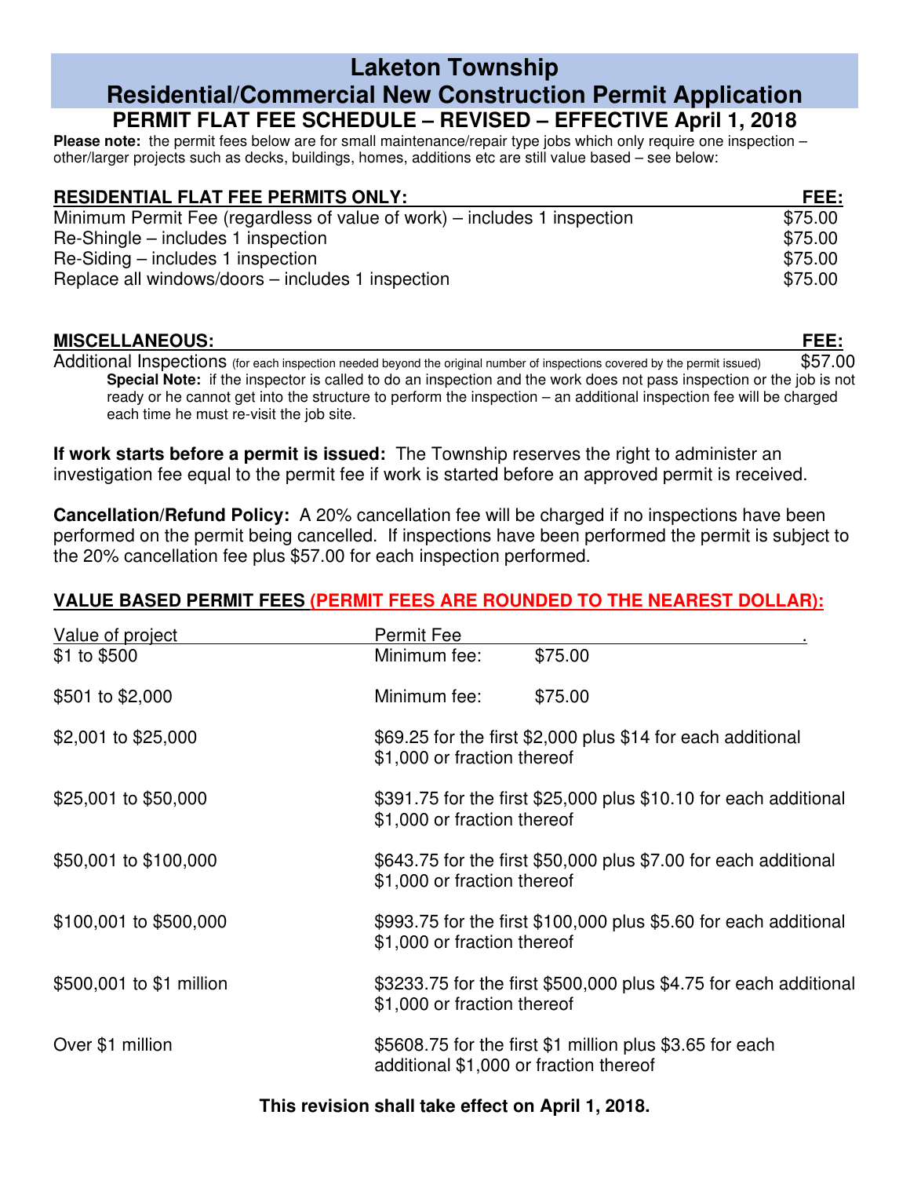# Laketon Township

# Residential/Commercial New Construction Permit Application

## PERMIT FLAT FEE SCHEDULE – REVISED – EFFECTIVE April 1, 2018

**Please note:** the permit fees below are for small maintenance/repair type jobs which only require one inspection – other/larger projects such as decks, buildings, homes, additions etc are still value based – see below:

| **RESIDENTIAL FLAT FEE PERMITS ONLY:** | **FEE:** |
|---|---|
| Minimum Permit Fee (regardless of value of work) – includes 1 inspection | $75.00 |
| Re-Shingle – includes 1 inspection | $75.00 |
| Re-Siding – includes 1 inspection | $75.00 |
| Replace all windows/doors – includes 1 inspection | $75.00 |

| **MISCELLANEOUS:** | **FEE:** |
|---|---|
| Additional Inspections (for each inspection needed beyond the original number of inspections covered by the permit issued) | $57.00 |

**Special Note:** if the inspector is called to do an inspection and the work does not pass inspection or the job is not ready or he cannot get into the structure to perform the inspection – an additional inspection fee will be charged each time he must re-visit the job site.

**If work starts before a permit is issued:** The Township reserves the right to administer an investigation fee equal to the permit fee if work is started before an approved permit is received.

**Cancellation/Refund Policy:** A 20% cancellation fee will be charged if no inspections have been performed on the permit being cancelled. If inspections have been performed the permit is subject to the 20% cancellation fee plus $57.00 for each inspection performed.

**VALUE BASED PERMIT FEES (PERMIT FEES ARE ROUNDED TO THE NEAREST DOLLAR):**

| Value of project | Permit Fee |
|---|---|
| $1 to $500 | Minimum fee: $75.00 |
| $501 to $2,000 | Minimum fee: $75.00 |
| $2,001 to $25,000 | $69.25 for the first $2,000 plus $14 for each additional $1,000 or fraction thereof |
| $25,001 to $50,000 | $391.75 for the first $25,000 plus $10.10 for each additional $1,000 or fraction thereof |
| $50,001 to $100,000 | $643.75 for the first $50,000 plus $7.00 for each additional $1,000 or fraction thereof |
| $100,001 to $500,000 | $993.75 for the first $100,000 plus $5.60 for each additional $1,000 or fraction thereof |
| $500,001 to $1 million | $3233.75 for the first $500,000 plus $4.75 for each additional $1,000 or fraction thereof |
| Over $1 million | $5608.75 for the first $1 million plus $3.65 for each additional $1,000 or fraction thereof |

**This revision shall take effect on April 1, 2018.**